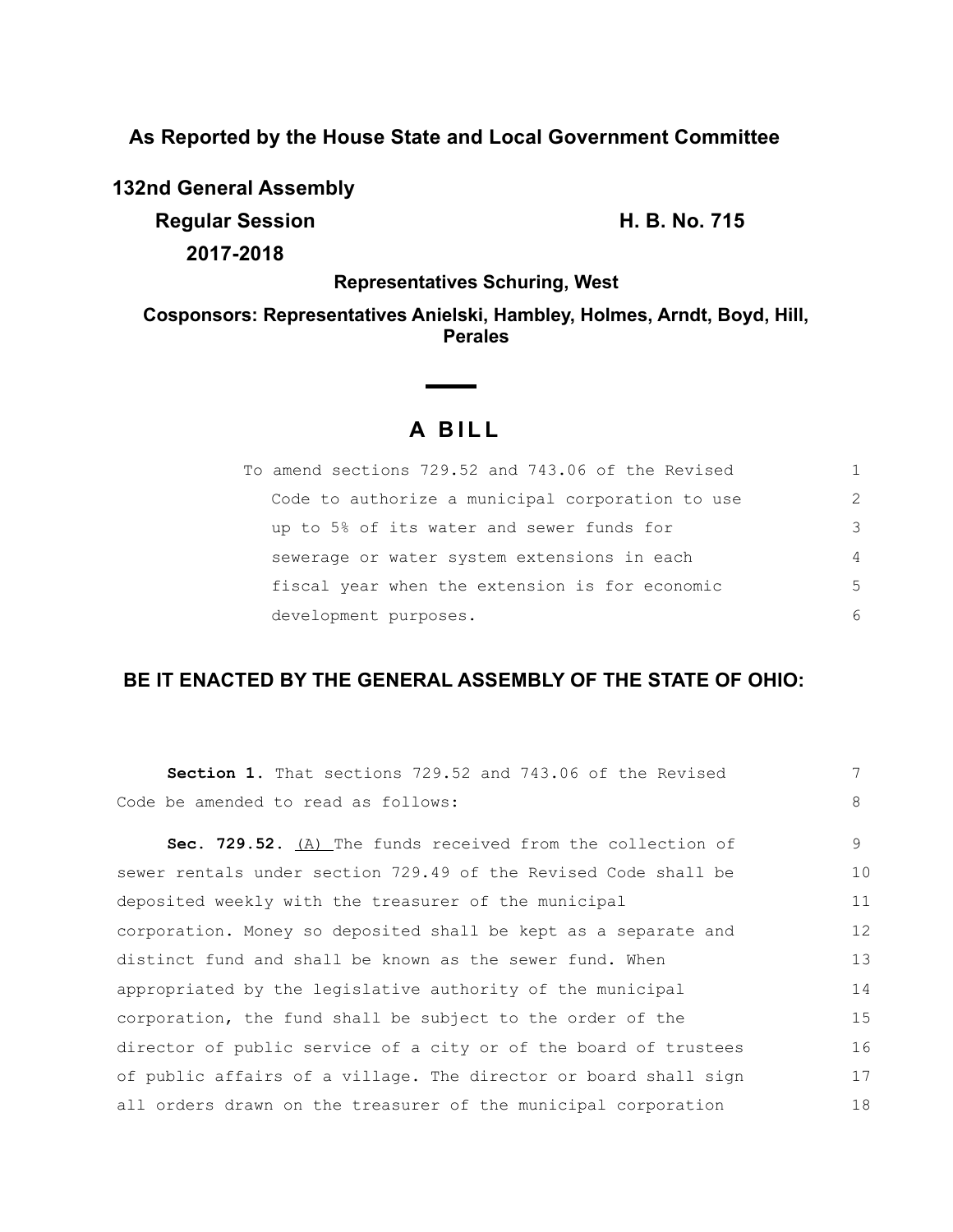## As Reported by the House State and Local Government Committee

**132nd General Assembly**

**Regular Session** **H. B. No. 715**

**2017-2018**

**Representatives Schuring, West**

**Cosponsors: Representatives Anielski, Hambley, Holmes, Arndt, Boyd, Hill, Perales**

# A BILL

To amend sections 729.52 and 743.06 of the Revised Code to authorize a municipal corporation to use up to 5% of its water and sewer funds for sewerage or water system extensions in each fiscal year when the extension is for economic development purposes.

**BE IT ENACTED BY THE GENERAL ASSEMBLY OF THE STATE OF OHIO:**

**Section 1.** That sections 729.52 and 743.06 of the Revised Code be amended to read as follows:

**Sec. 729.52.** (A) The funds received from the collection of sewer rentals under section 729.49 of the Revised Code shall be deposited weekly with the treasurer of the municipal corporation. Money so deposited shall be kept as a separate and distinct fund and shall be known as the sewer fund. When appropriated by the legislative authority of the municipal corporation, the fund shall be subject to the order of the director of public service of a city or of the board of trustees of public affairs of a village. The director or board shall sign all orders drawn on the treasurer of the municipal corporation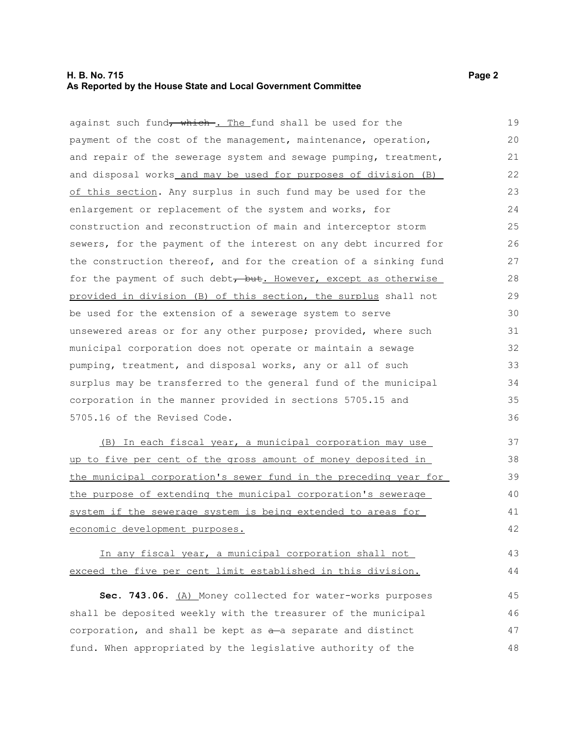against such fund~~, which~~. The fund shall be used for the payment of the cost of the management, maintenance, operation, and repair of the sewerage system and sewage pumping, treatment, and disposal works and may be used for purposes of division (B) of this section. Any surplus in such fund may be used for the enlargement or replacement of the system and works, for construction and reconstruction of main and interceptor storm sewers, for the payment of the interest on any debt incurred for the construction thereof, and for the creation of a sinking fund for the payment of such debt~~, but~~. However, except as otherwise provided in division (B) of this section, the surplus shall not be used for the extension of a sewerage system to serve unsewered areas or for any other purpose; provided, where such municipal corporation does not operate or maintain a sewage pumping, treatment, and disposal works, any or all of such surplus may be transferred to the general fund of the municipal corporation in the manner provided in sections 5705.15 and 5705.16 of the Revised Code.

(B) In each fiscal year, a municipal corporation may use up to five per cent of the gross amount of money deposited in the municipal corporation's sewer fund in the preceding year for the purpose of extending the municipal corporation's sewerage system if the sewerage system is being extended to areas for economic development purposes.

In any fiscal year, a municipal corporation shall not exceed the five per cent limit established in this division.

**Sec. 743.06.** (A) Money collected for water-works purposes shall be deposited weekly with the treasurer of the municipal corporation, and shall be kept as ~~a~~ a separate and distinct fund. When appropriated by the legislative authority of the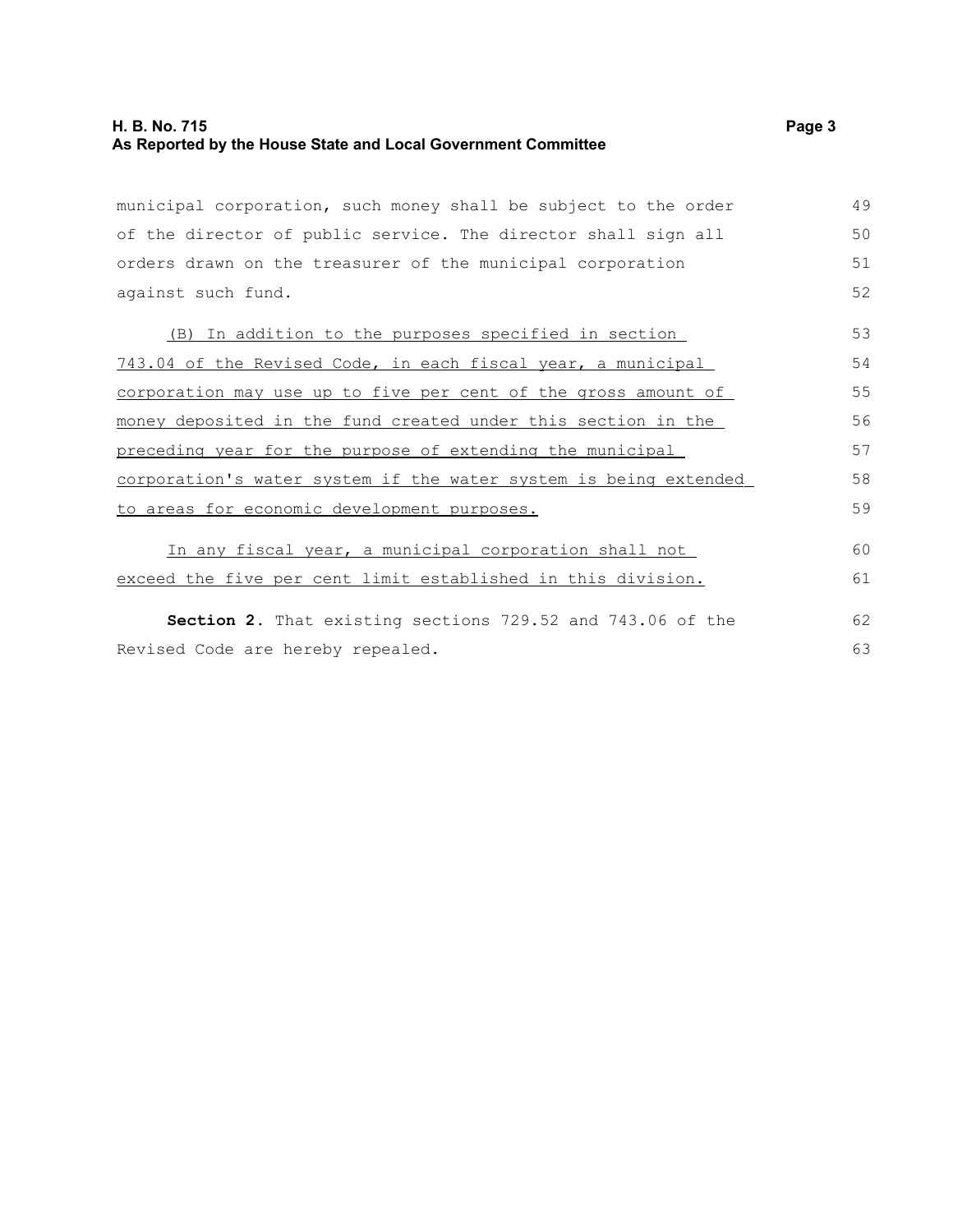municipal corporation, such money shall be subject to the order of the director of public service. The director shall sign all orders drawn on the treasurer of the municipal corporation against such fund.

(B) In addition to the purposes specified in section 743.04 of the Revised Code, in each fiscal year, a municipal corporation may use up to five per cent of the gross amount of money deposited in the fund created under this section in the preceding year for the purpose of extending the municipal corporation's water system if the water system is being extended to areas for economic development purposes.

In any fiscal year, a municipal corporation shall not exceed the five per cent limit established in this division.

**Section 2.** That existing sections 729.52 and 743.06 of the Revised Code are hereby repealed.